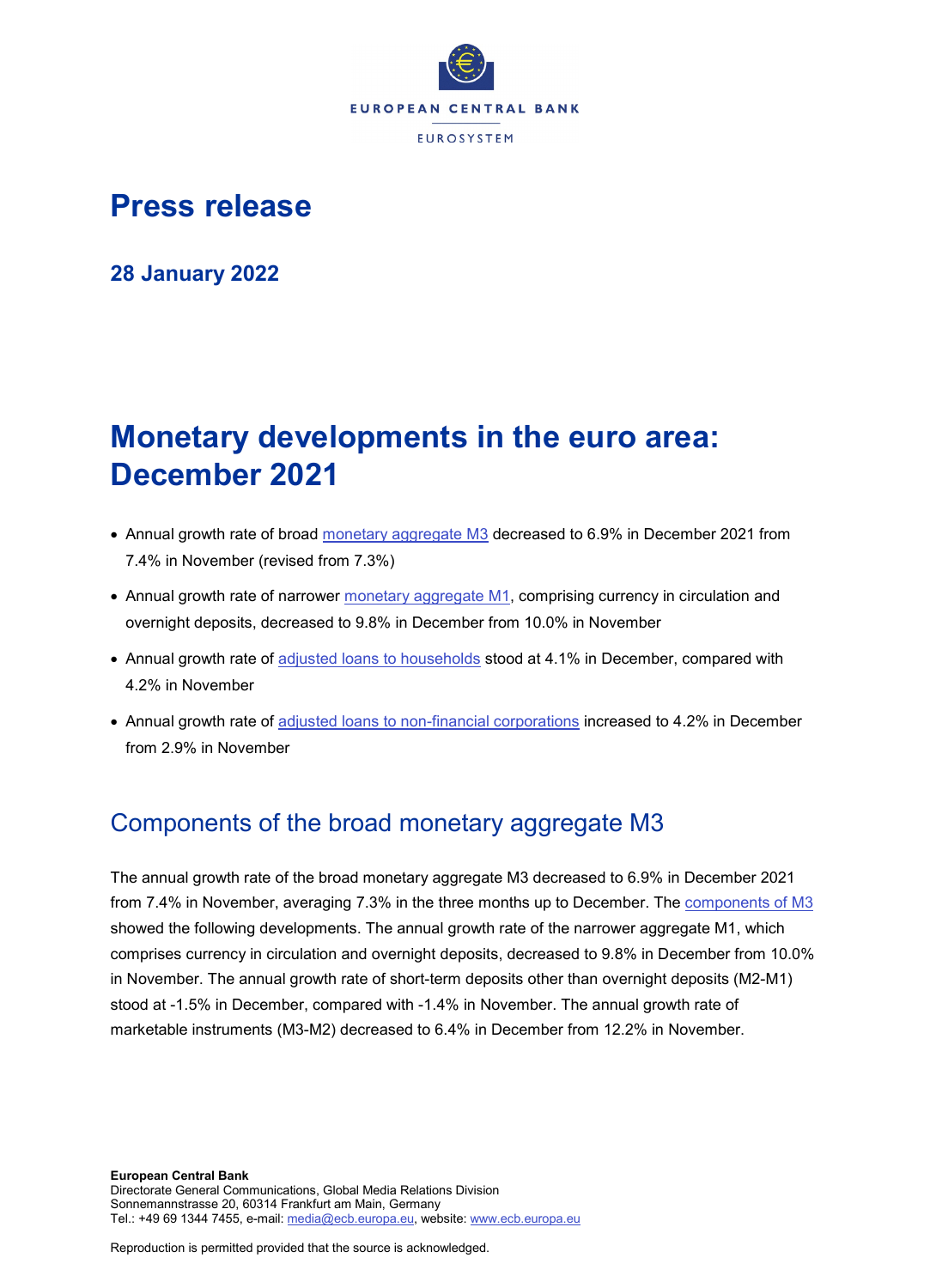EUROPEAN CENTRAL BANK

EUROSYSTEM

# Press release

## 28 January 2022

# Monetary developments in the euro area: December 2021

- Annual growth rate of broad monetary aggregate M3 decreased to 6.9% in December 2021 from 7.4% in November (revised from 7.3%)
- Annual growth rate of narrower monetary aggregate M1, comprising currency in circulation and overnight deposits, decreased to 9.8% in December from 10.0% in November
- Annual growth rate of adjusted loans to households stood at 4.1% in December, compared with 4.2% in November
- Annual growth rate of adjusted loans to non-financial corporations increased to 4.2% in December from 2.9% in November

## Components of the broad monetary aggregate M3

The annual growth rate of the broad monetary aggregate M3 decreased to 6.9% in December 2021 from 7.4% in November, averaging 7.3% in the three months up to December. The components of M3 showed the following developments. The annual growth rate of the narrower aggregate M1, which comprises currency in circulation and overnight deposits, decreased to 9.8% in December from 10.0% in November. The annual growth rate of short-term deposits other than overnight deposits (M2-M1) stood at -1.5% in December, compared with -1.4% in November. The annual growth rate of marketable instruments (M3-M2) decreased to 6.4% in December from 12.2% in November.

**European Central Bank**
Directorate General Communications, Global Media Relations Division
Sonnemannstrasse 20, 60314 Frankfurt am Main, Germany
Tel.: +49 69 1344 7455, e-mail: media@ecb.europa.eu, website: www.ecb.europa.eu

Reproduction is permitted provided that the source is acknowledged.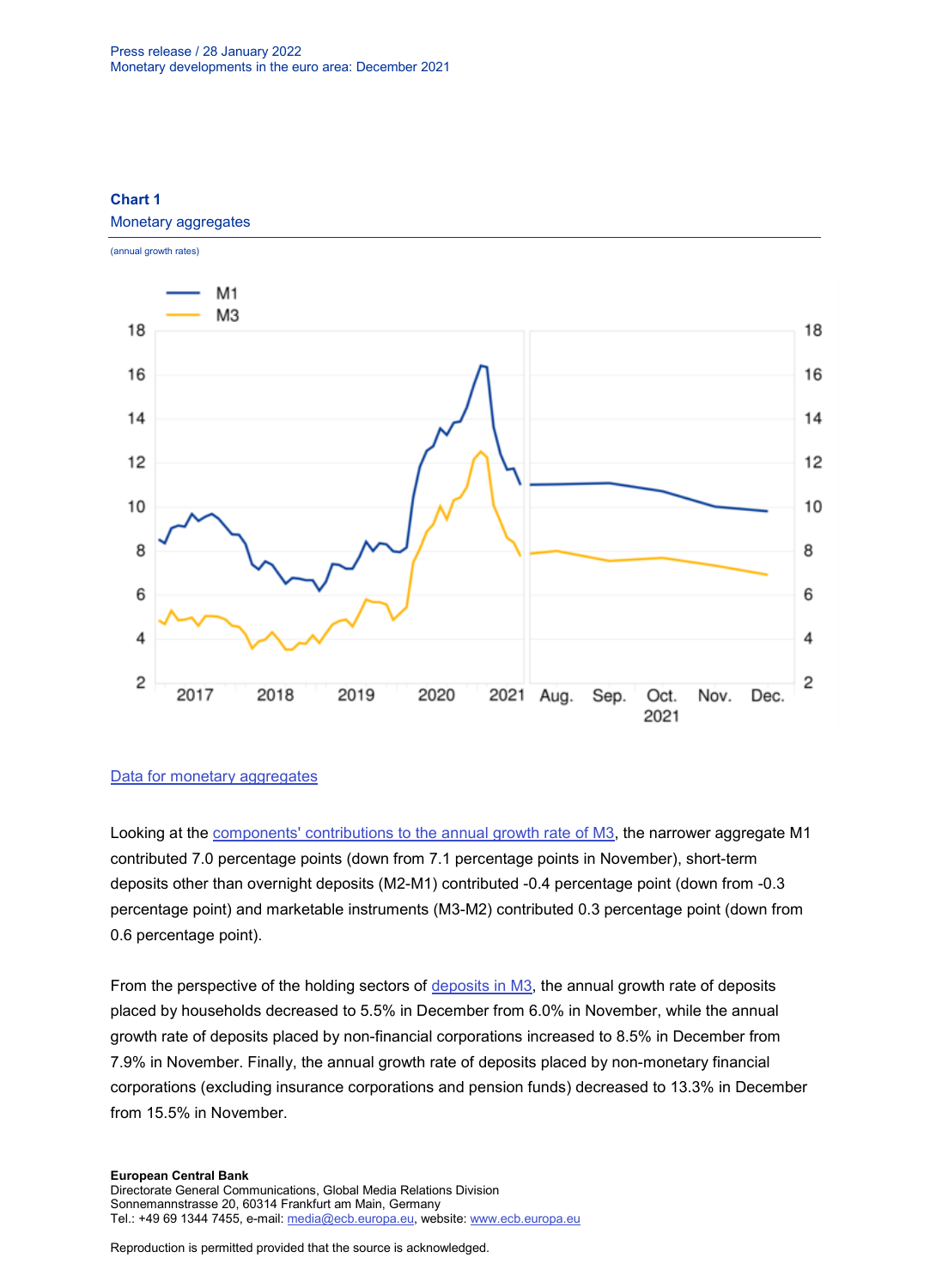**Chart 1**

Monetary aggregates

(annual growth rates)

M1
M3

18
16
14
12
10
8
6
4
2

2017
2018
2019
2020
2021
Aug.
Sep.
Oct.
2021
Nov.
Dec.

[Data for monetary aggregates]

Looking at the [components' contributions to the annual growth rate of M3], the narrower aggregate M1 contributed 7.0 percentage points (down from 7.1 percentage points in November), short-term deposits other than overnight deposits (M2-M1) contributed -0.4 percentage point (down from -0.3 percentage point) and marketable instruments (M3-M2) contributed 0.3 percentage point (down from 0.6 percentage point).

From the perspective of the holding sectors of [deposits in M3], the annual growth rate of deposits placed by households decreased to 5.5% in December from 6.0% in November, while the annual growth rate of deposits placed by non-financial corporations increased to 8.5% in December from 7.9% in November. Finally, the annual growth rate of deposits placed by non-monetary financial corporations (excluding insurance corporations and pension funds) decreased to 13.3% in December from 15.5% in November.

**European Central Bank**
Directorate General Communications, Global Media Relations Division
Sonnemannstrasse 20, 60314 Frankfurt am Main, Germany
Tel.: +49 69 1344 7455, e-mail: media@ecb.europa.eu, website: www.ecb.europa.eu

Reproduction is permitted provided that the source is acknowledged.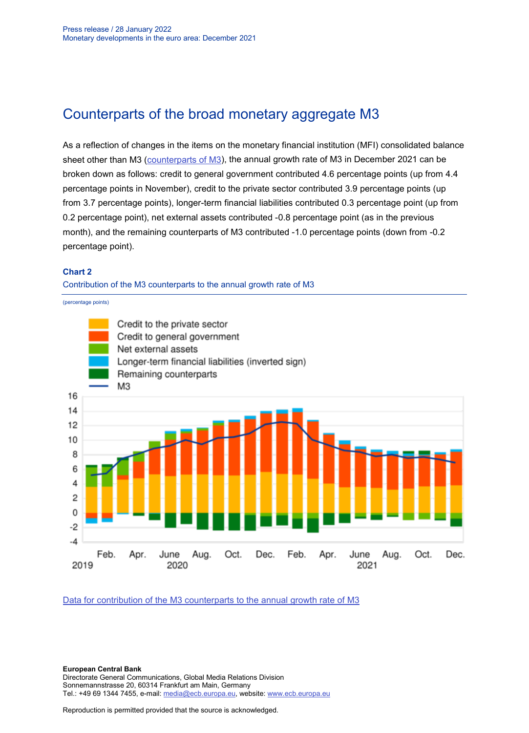# Counterparts of the broad monetary aggregate M3

As a reflection of changes in the items on the monetary financial institution (MFI) consolidated balance sheet other than M3 (counterparts of M3), the annual growth rate of M3 in December 2021 can be broken down as follows: credit to general government contributed 4.6 percentage points (up from 4.4 percentage points in November), credit to the private sector contributed 3.9 percentage points (up from 3.7 percentage points), longer-term financial liabilities contributed 0.3 percentage point (up from 0.2 percentage point), net external assets contributed -0.8 percentage point (as in the previous month), and the remaining counterparts of M3 contributed -1.0 percentage points (down from -0.2 percentage point).

**Chart 2**

Contribution of the M3 counterparts to the annual growth rate of M3

(percentage points)

Credit to the private sector
Credit to general government
Net external assets
Longer-term financial liabilities (inverted sign)
Remaining counterparts
M3

16
14
12
10
8
6
4
2
0
-2
-4

Feb. Apr. June Aug. Oct. Dec. Feb. Apr. June Aug. Oct. Dec.
2019 2020 2021

Data for contribution of the M3 counterparts to the annual growth rate of M3

**European Central Bank**
Directorate General Communications, Global Media Relations Division
Sonnemannstrasse 20, 60314 Frankfurt am Main, Germany
Tel.: +49 69 1344 7455, e-mail: media@ecb.europa.eu, website: www.ecb.europa.eu

Reproduction is permitted provided that the source is acknowledged.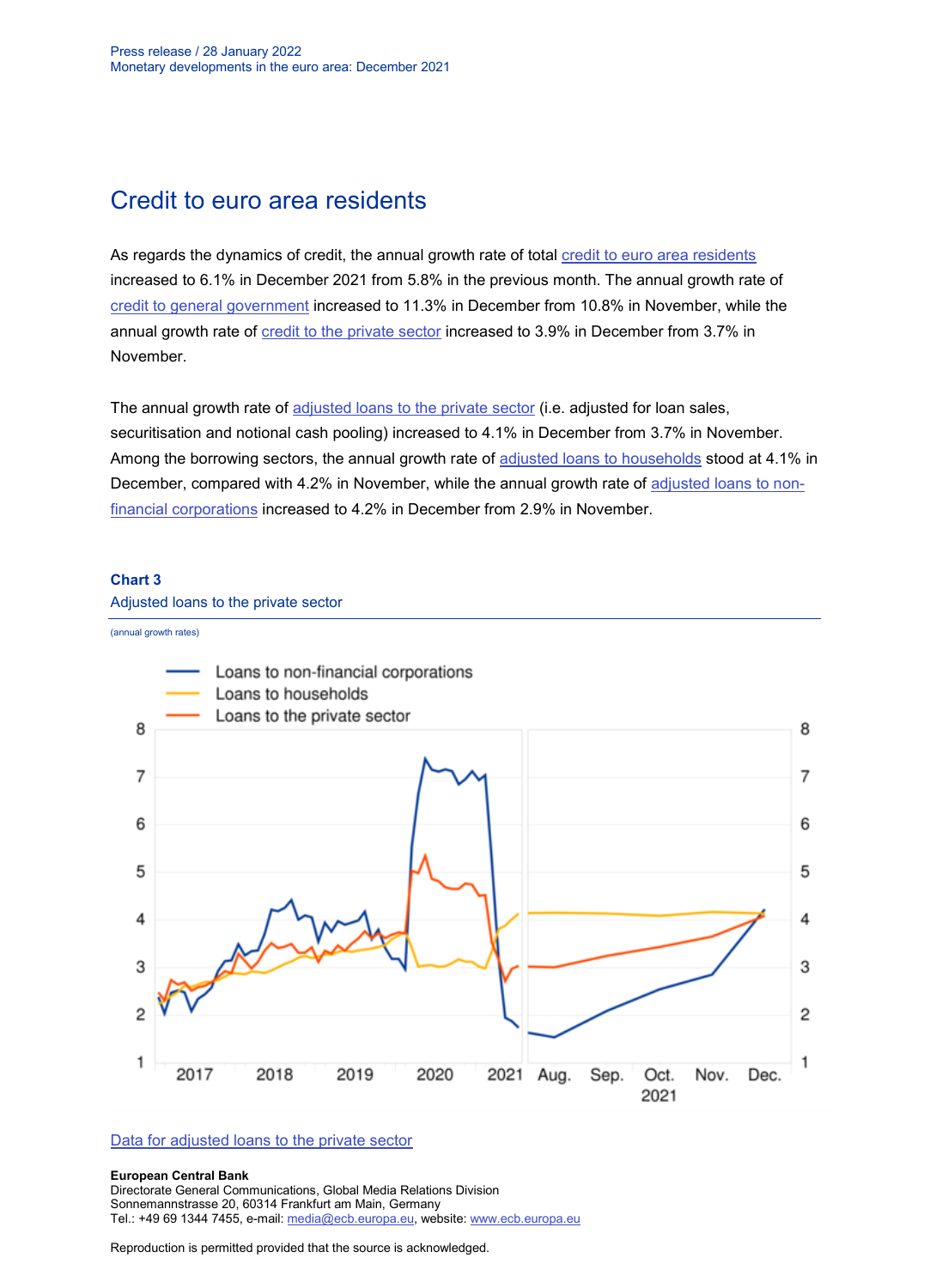## Credit to euro area residents

As regards the dynamics of credit, the annual growth rate of total credit to euro area residents increased to 6.1% in December 2021 from 5.8% in the previous month. The annual growth rate of credit to general government increased to 11.3% in December from 10.8% in November, while the annual growth rate of credit to the private sector increased to 3.9% in December from 3.7% in November.

The annual growth rate of adjusted loans to the private sector (i.e. adjusted for loan sales, securitisation and notional cash pooling) increased to 4.1% in December from 3.7% in November. Among the borrowing sectors, the annual growth rate of adjusted loans to households stood at 4.1% in December, compared with 4.2% in November, while the annual growth rate of adjusted loans to non-financial corporations increased to 4.2% in December from 2.9% in November.

**Chart 3**

Adjusted loans to the private sector

(annual growth rates)

Loans to non-financial corporations
Loans to households
Loans to the private sector

8
7
6
5
4
3
2
1

2017
2018
2019
2020
2021
Aug.
Sep.
Oct.
Nov.
Dec.
2021

Data for adjusted loans to the private sector

**European Central Bank**
Directorate General Communications, Global Media Relations Division
Sonnemannstrasse 20, 60314 Frankfurt am Main, Germany
Tel.: +49 69 1344 7455, e-mail: media@ecb.europa.eu, website: www.ecb.europa.eu

Reproduction is permitted provided that the source is acknowledged.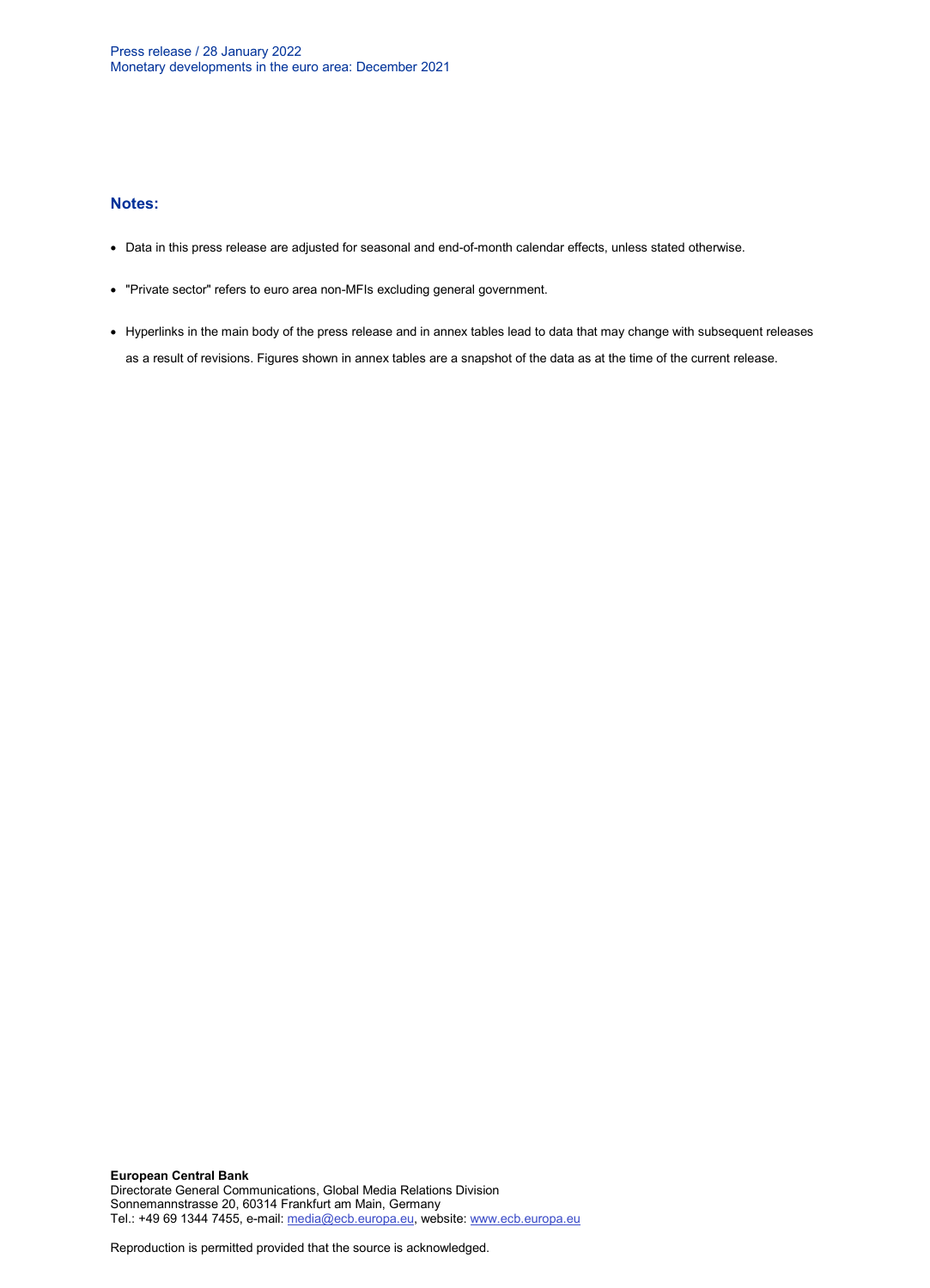## Notes:

- Data in this press release are adjusted for seasonal and end-of-month calendar effects, unless stated otherwise.
- "Private sector" refers to euro area non-MFIs excluding general government.
- Hyperlinks in the main body of the press release and in annex tables lead to data that may change with subsequent releases as a result of revisions. Figures shown in annex tables are a snapshot of the data as at the time of the current release.

**European Central Bank**
Directorate General Communications, Global Media Relations Division
Sonnemannstrasse 20, 60314 Frankfurt am Main, Germany
Tel.: +49 69 1344 7455, e-mail: media@ecb.europa.eu, website: www.ecb.europa.eu

Reproduction is permitted provided that the source is acknowledged.